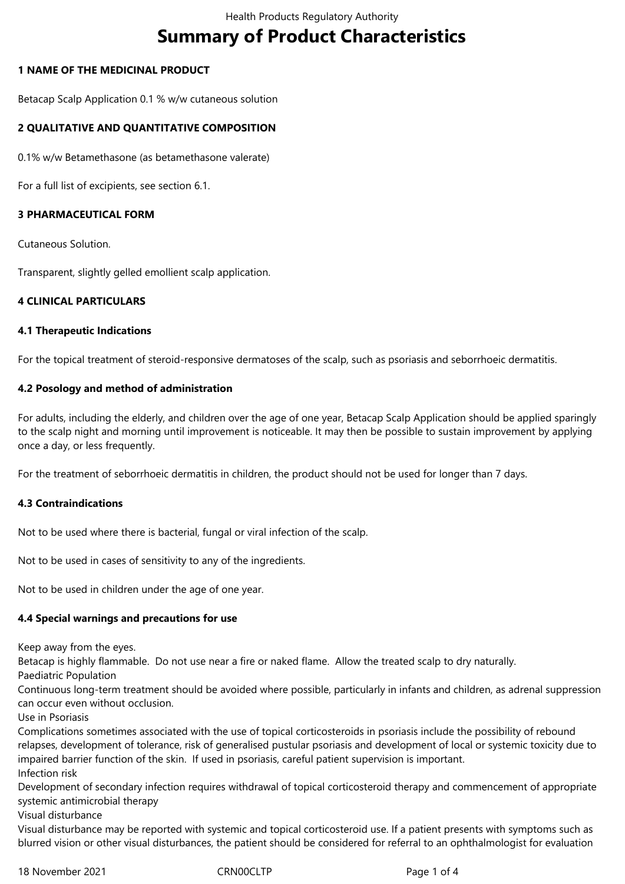# Summary of Product Characteristics

## 1 NAME OF THE MEDICINAL PRODUCT

Betacap Scalp Application 0.1 % w/w cutaneous solution

## 2 QUALITATIVE AND QUANTITATIVE COMPOSITION

0.1% w/w Betamethasone (as betamethasone valerate)

For a full list of excipients, see section 6.1.

## 3 PHARMACEUTICAL FORM

Cutaneous Solution.

Transparent, slightly gelled emollient scalp application.

## 4 CLINICAL PARTICULARS

### 4.1 Therapeutic Indications

For the topical treatment of steroid-responsive dermatoses of the scalp, such as psoriasis and seborrhoeic dermatitis.

### 4.2 Posology and method of administration

For adults, including the elderly, and children over the age of one year, Betacap Scalp Application should be applied sparingly to the scalp night and morning until improvement is noticeable. It may then be possible to sustain improvement by applying once a day, or less frequently.

For the treatment of seborrhoeic dermatitis in children, the product should not be used for longer than 7 days.

### 4.3 Contraindications

Not to be used where there is bacterial, fungal or viral infection of the scalp.

Not to be used in cases of sensitivity to any of the ingredients.

Not to be used in children under the age of one year.

### 4.4 Special warnings and precautions for use

Keep away from the eyes.
Betacap is highly flammable. Do not use near a fire or naked flame. Allow the treated scalp to dry naturally.
Paediatric Population
Continuous long-term treatment should be avoided where possible, particularly in infants and children, as adrenal suppression can occur even without occlusion.
Use in Psoriasis
Complications sometimes associated with the use of topical corticosteroids in psoriasis include the possibility of rebound relapses, development of tolerance, risk of generalised pustular psoriasis and development of local or systemic toxicity due to impaired barrier function of the skin. If used in psoriasis, careful patient supervision is important.
Infection risk
Development of secondary infection requires withdrawal of topical corticosteroid therapy and commencement of appropriate systemic antimicrobial therapy
Visual disturbance
Visual disturbance may be reported with systemic and topical corticosteroid use. If a patient presents with symptoms such as blurred vision or other visual disturbances, the patient should be considered for referral to an ophthalmologist for evaluation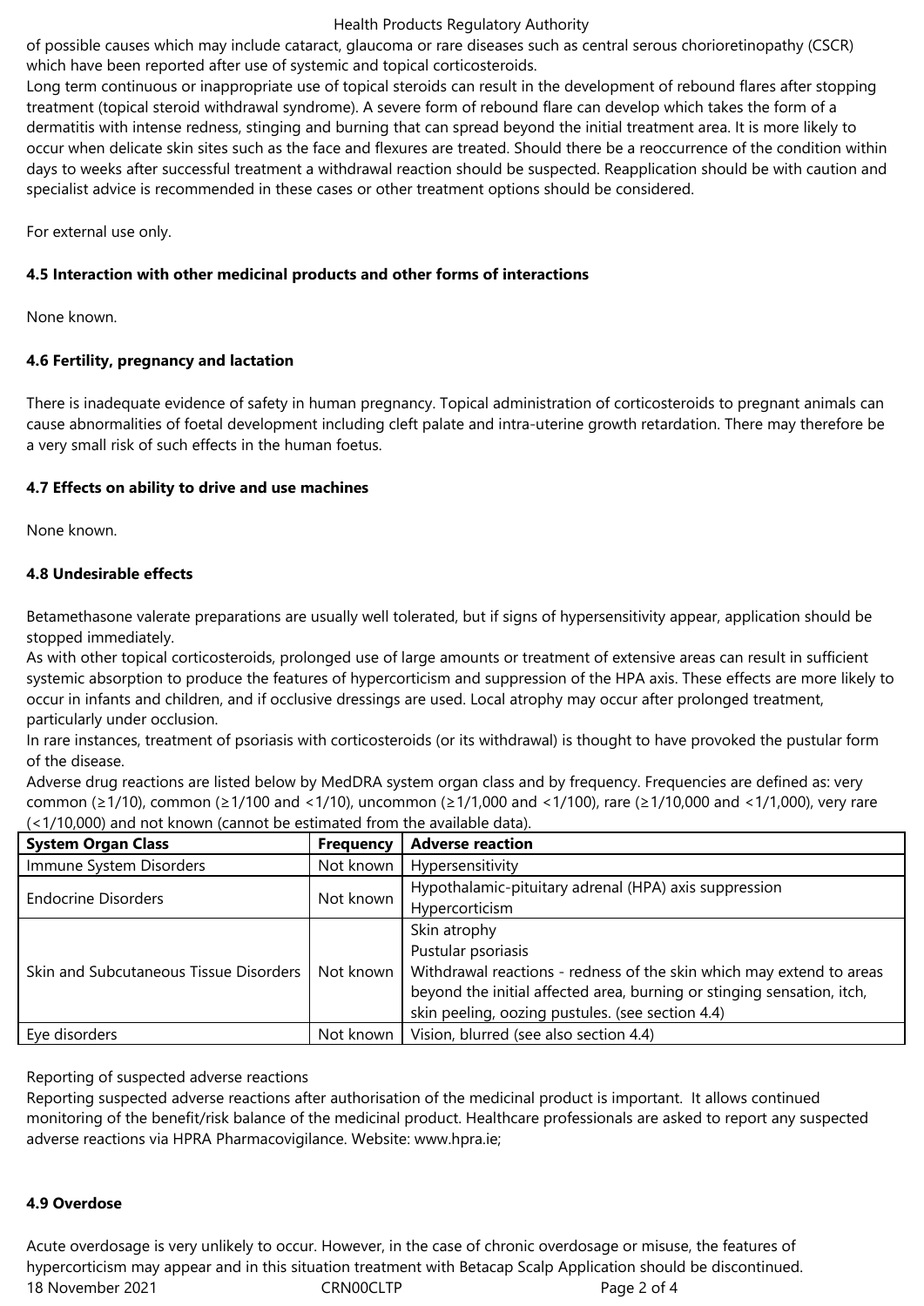of possible causes which may include cataract, glaucoma or rare diseases such as central serous chorioretinopathy (CSCR) which have been reported after use of systemic and topical corticosteroids.

Long term continuous or inappropriate use of topical steroids can result in the development of rebound flares after stopping treatment (topical steroid withdrawal syndrome). A severe form of rebound flare can develop which takes the form of a dermatitis with intense redness, stinging and burning that can spread beyond the initial treatment area. It is more likely to occur when delicate skin sites such as the face and flexures are treated. Should there be a reoccurrence of the condition within days to weeks after successful treatment a withdrawal reaction should be suspected. Reapplication should be with caution and specialist advice is recommended in these cases or other treatment options should be considered.

For external use only.

**4.5 Interaction with other medicinal products and other forms of interactions**

None known.

**4.6 Fertility, pregnancy and lactation**

There is inadequate evidence of safety in human pregnancy. Topical administration of corticosteroids to pregnant animals can cause abnormalities of foetal development including cleft palate and intra-uterine growth retardation. There may therefore be a very small risk of such effects in the human foetus.

**4.7 Effects on ability to drive and use machines**

None known.

**4.8 Undesirable effects**

Betamethasone valerate preparations are usually well tolerated, but if signs of hypersensitivity appear, application should be stopped immediately.

As with other topical corticosteroids, prolonged use of large amounts or treatment of extensive areas can result in sufficient systemic absorption to produce the features of hypercorticism and suppression of the HPA axis. These effects are more likely to occur in infants and children, and if occlusive dressings are used. Local atrophy may occur after prolonged treatment, particularly under occlusion.

In rare instances, treatment of psoriasis with corticosteroids (or its withdrawal) is thought to have provoked the pustular form of the disease.

Adverse drug reactions are listed below by MedDRA system organ class and by frequency. Frequencies are defined as: very common (≥1/10), common (≥1/100 and <1/10), uncommon (≥1/1,000 and <1/100), rare (≥1/10,000 and <1/1,000), very rare (<1/10,000) and not known (cannot be estimated from the available data).

| System Organ Class | Frequency | Adverse reaction |
|---|---|---|
| Immune System Disorders | Not known | Hypersensitivity |
| Endocrine Disorders | Not known | Hypothalamic-pituitary adrenal (HPA) axis suppression<br>Hypercorticism |
| Skin and Subcutaneous Tissue Disorders | Not known | Skin atrophy<br>Pustular psoriasis<br>Withdrawal reactions - redness of the skin which may extend to areas beyond the initial affected area, burning or stinging sensation, itch, skin peeling, oozing pustules. (see section 4.4) |
| Eye disorders | Not known | Vision, blurred (see also section 4.4) |

Reporting of suspected adverse reactions

Reporting suspected adverse reactions after authorisation of the medicinal product is important. It allows continued monitoring of the benefit/risk balance of the medicinal product. Healthcare professionals are asked to report any suspected adverse reactions via HPRA Pharmacovigilance. Website: www.hpra.ie;

**4.9 Overdose**

Acute overdosage is very unlikely to occur. However, in the case of chronic overdosage or misuse, the features of hypercorticism may appear and in this situation treatment with Betacap Scalp Application should be discontinued.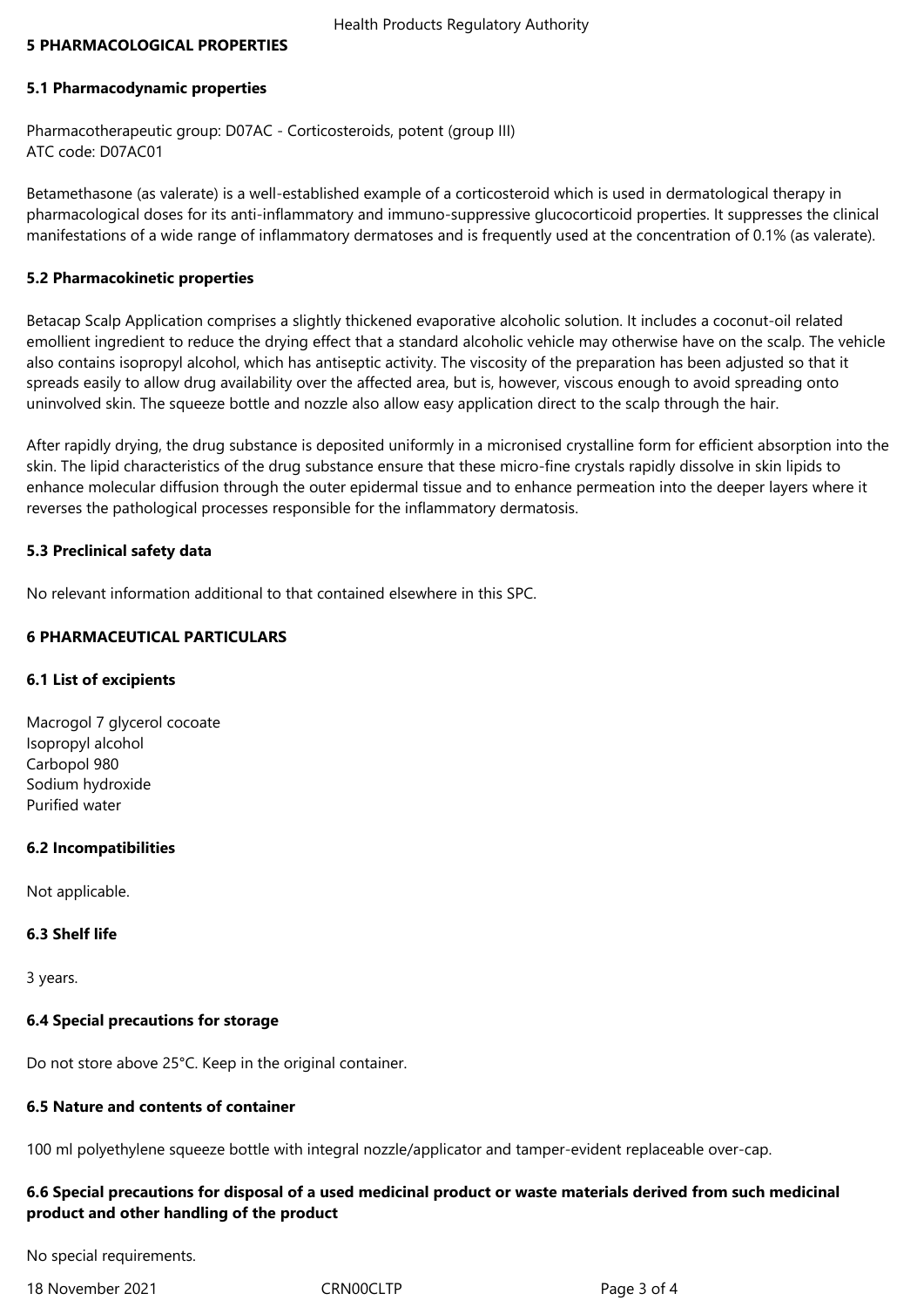## 5 PHARMACOLOGICAL PROPERTIES

### 5.1 Pharmacodynamic properties

Pharmacotherapeutic group: D07AC - Corticosteroids, potent (group III)
ATC code: D07AC01

Betamethasone (as valerate) is a well-established example of a corticosteroid which is used in dermatological therapy in pharmacological doses for its anti-inflammatory and immuno-suppressive glucocorticoid properties. It suppresses the clinical manifestations of a wide range of inflammatory dermatoses and is frequently used at the concentration of 0.1% (as valerate).

### 5.2 Pharmacokinetic properties

Betacap Scalp Application comprises a slightly thickened evaporative alcoholic solution. It includes a coconut-oil related emollient ingredient to reduce the drying effect that a standard alcoholic vehicle may otherwise have on the scalp. The vehicle also contains isopropyl alcohol, which has antiseptic activity. The viscosity of the preparation has been adjusted so that it spreads easily to allow drug availability over the affected area, but is, however, viscous enough to avoid spreading onto uninvolved skin. The squeeze bottle and nozzle also allow easy application direct to the scalp through the hair.

After rapidly drying, the drug substance is deposited uniformly in a micronised crystalline form for efficient absorption into the skin. The lipid characteristics of the drug substance ensure that these micro-fine crystals rapidly dissolve in skin lipids to enhance molecular diffusion through the outer epidermal tissue and to enhance permeation into the deeper layers where it reverses the pathological processes responsible for the inflammatory dermatosis.

### 5.3 Preclinical safety data

No relevant information additional to that contained elsewhere in this SPC.

## 6 PHARMACEUTICAL PARTICULARS

### 6.1 List of excipients

Macrogol 7 glycerol cocoate
Isopropyl alcohol
Carbopol 980
Sodium hydroxide
Purified water

### 6.2 Incompatibilities

Not applicable.

### 6.3 Shelf life

3 years.

### 6.4 Special precautions for storage

Do not store above 25°C. Keep in the original container.

### 6.5 Nature and contents of container

100 ml polyethylene squeeze bottle with integral nozzle/applicator and tamper-evident replaceable over-cap.

### 6.6 Special precautions for disposal of a used medicinal product or waste materials derived from such medicinal product and other handling of the product

No special requirements.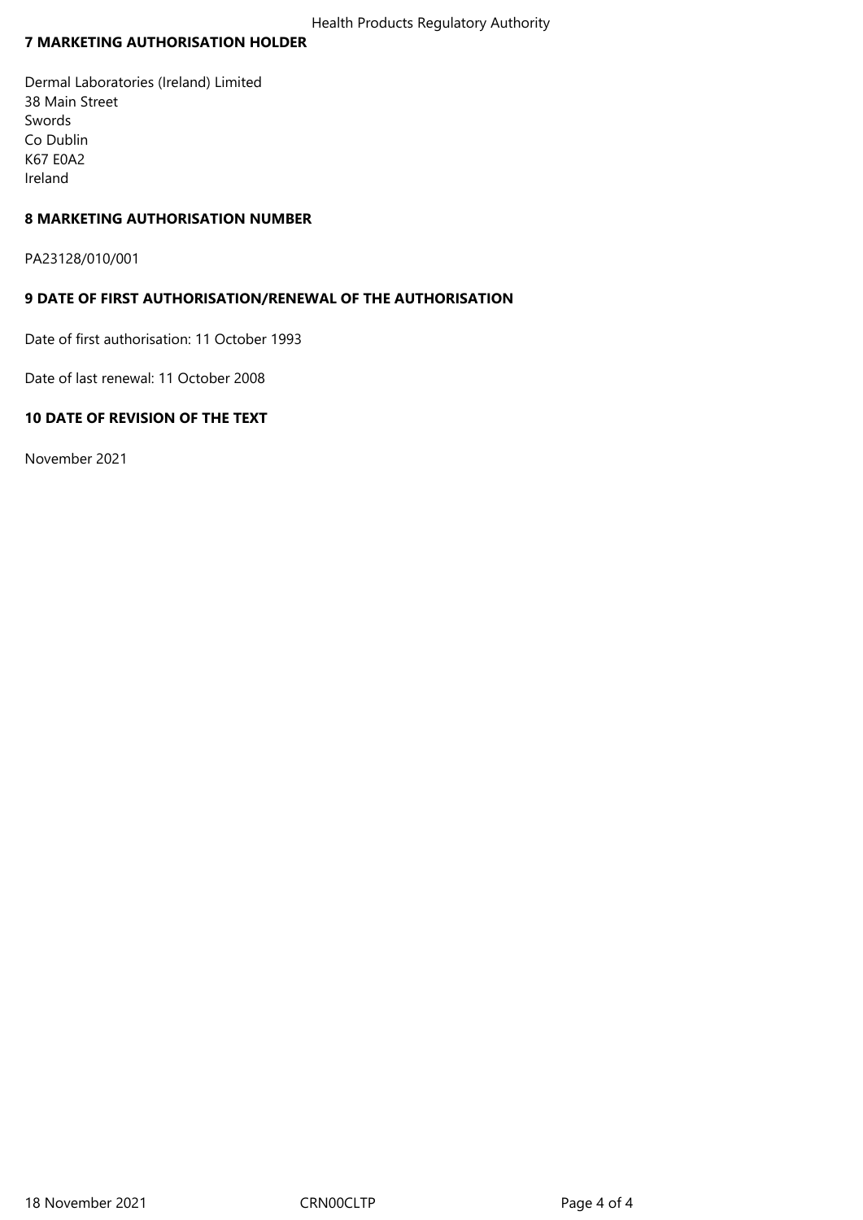## 7 MARKETING AUTHORISATION HOLDER

Dermal Laboratories (Ireland) Limited
38 Main Street
Swords
Co Dublin
K67 E0A2
Ireland

## 8 MARKETING AUTHORISATION NUMBER

PA23128/010/001

## 9 DATE OF FIRST AUTHORISATION/RENEWAL OF THE AUTHORISATION

Date of first authorisation: 11 October 1993

Date of last renewal: 11 October 2008

## 10 DATE OF REVISION OF THE TEXT

November 2021